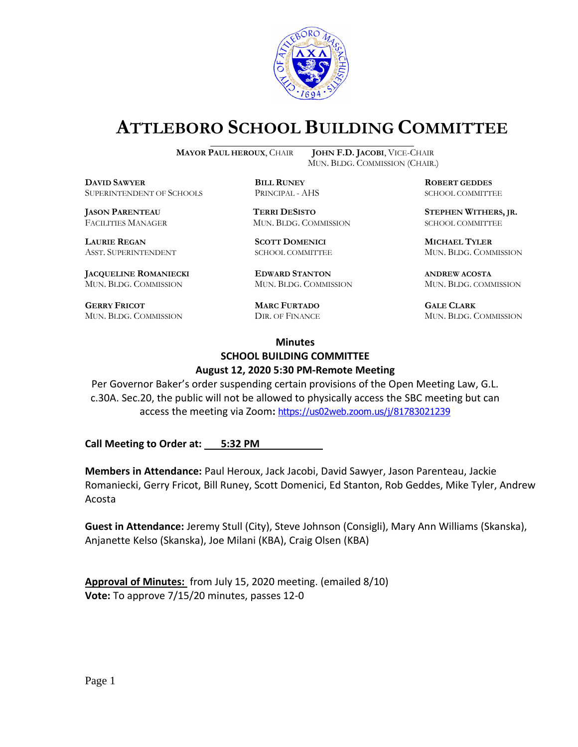# ATTLEBORO SCHOOL BUILDING COMMITTEE

**MAYOR PAUL HEROUX**, CHAIR **JOHN F.D. JACOBI**, VICE-CHAIR
MUN. BLDG. COMMISSION (CHAIR.)

**DAVID SAWYER**
SUPERINTENDENT OF SCHOOLS

**BILL RUNEY**
PRINCIPAL - AHS

**ROBERT GEDDES**
SCHOOL COMMITTEE

**JASON PARENTEAU**
FACILITIES MANAGER

**TERRI DESISTO**
MUN. BLDG. COMMISSION

**STEPHEN WITHERS, JR.**
SCHOOL COMMITTEE

**LAURIE REGAN**
ASST. SUPERINTENDENT

**SCOTT DOMENICI**
SCHOOL COMMITTEE

**MICHAEL TYLER**
MUN. BLDG. COMMISSION

**JACQUELINE ROMANIECKI**
MUN. BLDG. COMMISSION

**EDWARD STANTON**
MUN. BLDG. COMMISSION

**ANDREW ACOSTA**
MUN. BLDG. COMMISSION

**GERRY FRICOT**
MUN. BLDG. COMMISSION

**MARC FURTADO**
DIR. OF FINANCE

**GALE CLARK**
MUN. BLDG. COMMISSION

## Minutes
## SCHOOL BUILDING COMMITTEE
## August 12, 2020 5:30 PM-Remote Meeting

Per Governor Baker's order suspending certain provisions of the Open Meeting Law, G.L. c.30A. Sec.20, the public will not be allowed to physically access the SBC meeting but can access the meeting via Zoom**:** https://us02web.zoom.us/j/81783021239

**Call Meeting to Order at: 5:32 PM**

**Members in Attendance:** Paul Heroux, Jack Jacobi, David Sawyer, Jason Parenteau, Jackie Romaniecki, Gerry Fricot, Bill Runey, Scott Domenici, Ed Stanton, Rob Geddes, Mike Tyler, Andrew Acosta

**Guest in Attendance:** Jeremy Stull (City), Steve Johnson (Consigli), Mary Ann Williams (Skanska), Anjanette Kelso (Skanska), Joe Milani (KBA), Craig Olsen (KBA)

**Approval of Minutes:** from July 15, 2020 meeting. (emailed 8/10)
**Vote:** To approve 7/15/20 minutes, passes 12-0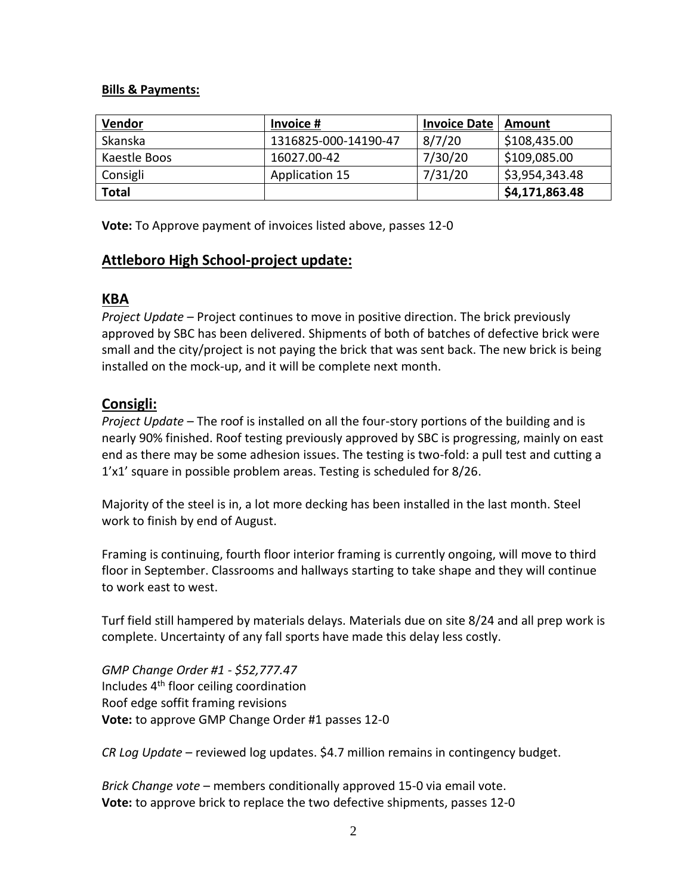**Bills & Payments:**

| Vendor | Invoice # | Invoice Date | Amount |
|---|---|---|---|
| Skanska | 1316825-000-14190-47 | 8/7/20 | $108,435.00 |
| Kaestle Boos | 16027.00-42 | 7/30/20 | $109,085.00 |
| Consigli | Application 15 | 7/31/20 | $3,954,343.48 |
| **Total** | | | **$4,171,863.48** |

**Vote:** To Approve payment of invoices listed above, passes 12-0

## Attleboro High School-project update:

## KBA

*Project Update* – Project continues to move in positive direction. The brick previously approved by SBC has been delivered. Shipments of both of batches of defective brick were small and the city/project is not paying the brick that was sent back. The new brick is being installed on the mock-up, and it will be complete next month.

## Consigli:

*Project Update* – The roof is installed on all the four-story portions of the building and is nearly 90% finished. Roof testing previously approved by SBC is progressing, mainly on east end as there may be some adhesion issues. The testing is two-fold: a pull test and cutting a 1'x1' square in possible problem areas. Testing is scheduled for 8/26.

Majority of the steel is in, a lot more decking has been installed in the last month. Steel work to finish by end of August.

Framing is continuing, fourth floor interior framing is currently ongoing, will move to third floor in September. Classrooms and hallways starting to take shape and they will continue to work east to west.

Turf field still hampered by materials delays. Materials due on site 8/24 and all prep work is complete. Uncertainty of any fall sports have made this delay less costly.

*GMP Change Order #1 - $52,777.47*
Includes 4th floor ceiling coordination
Roof edge soffit framing revisions
**Vote:** to approve GMP Change Order #1 passes 12-0

*CR Log Update* – reviewed log updates. $4.7 million remains in contingency budget.

*Brick Change vote* – members conditionally approved 15-0 via email vote.
**Vote:** to approve brick to replace the two defective shipments, passes 12-0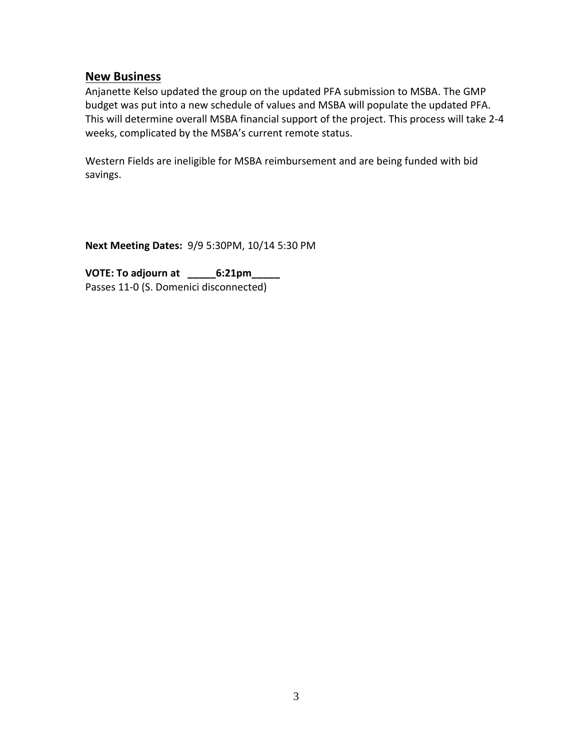## New Business

Anjanette Kelso updated the group on the updated PFA submission to MSBA. The GMP budget was put into a new schedule of values and MSBA will populate the updated PFA. This will determine overall MSBA financial support of the project. This process will take 2-4 weeks, complicated by the MSBA's current remote status.

Western Fields are ineligible for MSBA reimbursement and are being funded with bid savings.

**Next Meeting Dates:** 9/9 5:30PM, 10/14 5:30 PM

**VOTE: To adjourn at \_\_\_\_\_6:21pm\_\_\_\_\_**
Passes 11-0 (S. Domenici disconnected)